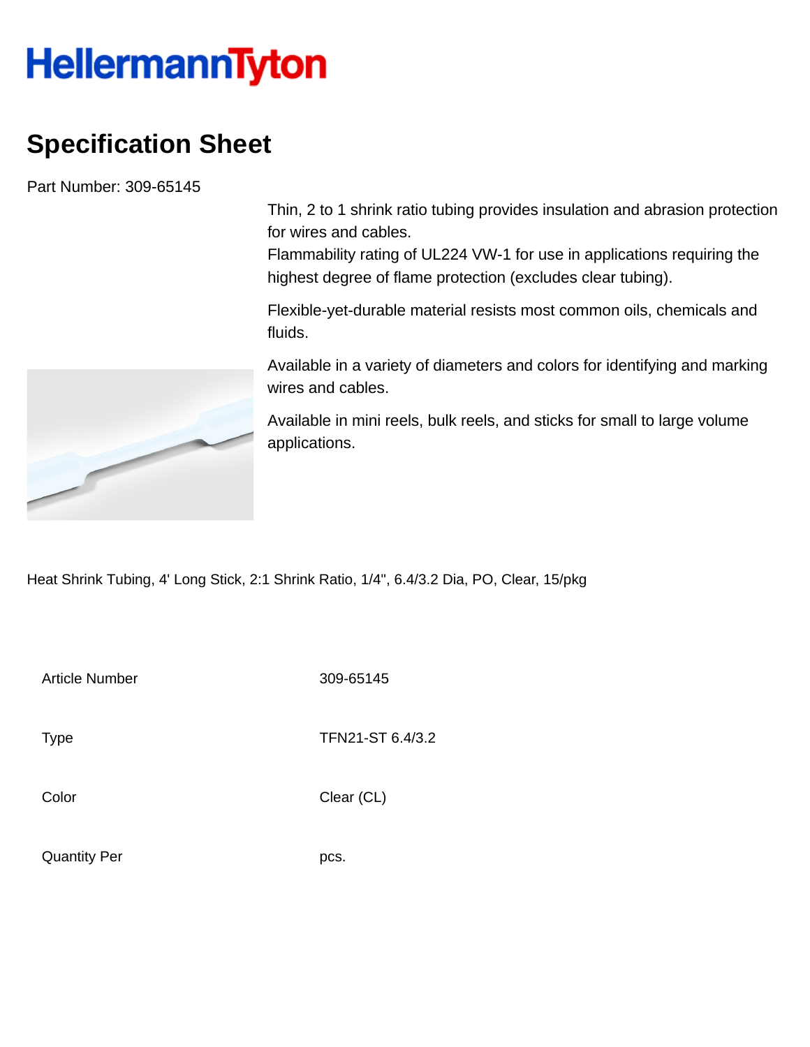HellermannTyton

# Specification Sheet

Part Number: 309-65145

Thin, 2 to 1 shrink ratio tubing provides insulation and abrasion protection for wires and cables.
Flammability rating of UL224 VW-1 for use in applications requiring the highest degree of flame protection (excludes clear tubing).

Flexible-yet-durable material resists most common oils, chemicals and fluids.

Available in a variety of diameters and colors for identifying and marking wires and cables.

Available in mini reels, bulk reels, and sticks for small to large volume applications.

Heat Shrink Tubing, 4' Long Stick, 2:1 Shrink Ratio, 1/4", 6.4/3.2 Dia, PO, Clear, 15/pkg

| | |
|---|---|
| Article Number | 309-65145 |
| Type | TFN21-ST 6.4/3.2 |
| Color | Clear (CL) |
| Quantity Per | pcs. |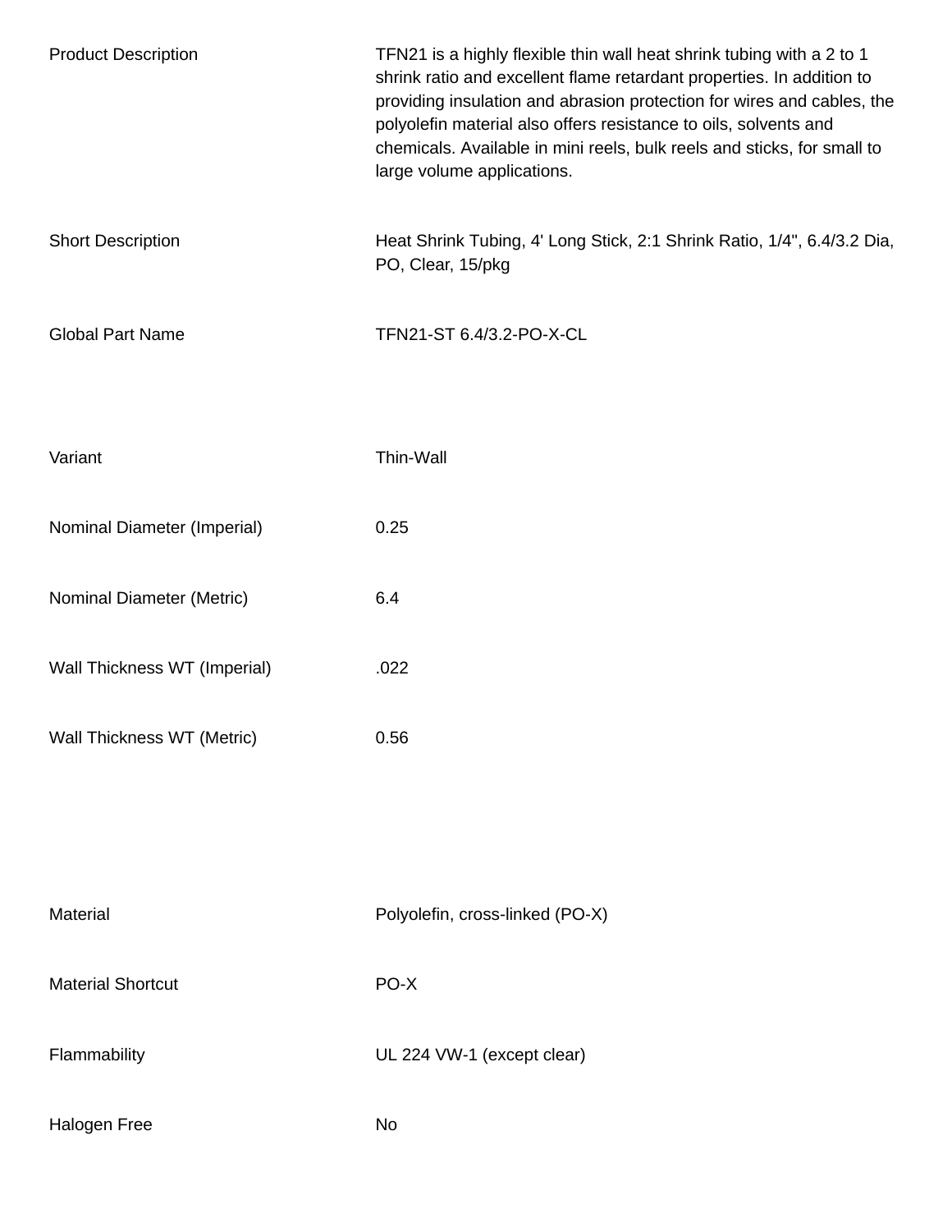| | |
|---|---|
| Product Description | TFN21 is a highly flexible thin wall heat shrink tubing with a 2 to 1 shrink ratio and excellent flame retardant properties. In addition to providing insulation and abrasion protection for wires and cables, the polyolefin material also offers resistance to oils, solvents and chemicals. Available in mini reels, bulk reels and sticks, for small to large volume applications. |
| Short Description | Heat Shrink Tubing, 4' Long Stick, 2:1 Shrink Ratio, 1/4", 6.4/3.2 Dia, PO, Clear, 15/pkg |
| Global Part Name | TFN21-ST 6.4/3.2-PO-X-CL |

| | |
|---|---|
| Variant | Thin-Wall |
| Nominal Diameter (Imperial) | 0.25 |
| Nominal Diameter (Metric) | 6.4 |
| Wall Thickness WT (Imperial) | .022 |
| Wall Thickness WT (Metric) | 0.56 |

| | |
|---|---|
| Material | Polyolefin, cross-linked (PO-X) |
| Material Shortcut | PO-X |
| Flammability | UL 224 VW-1 (except clear) |
| Halogen Free | No |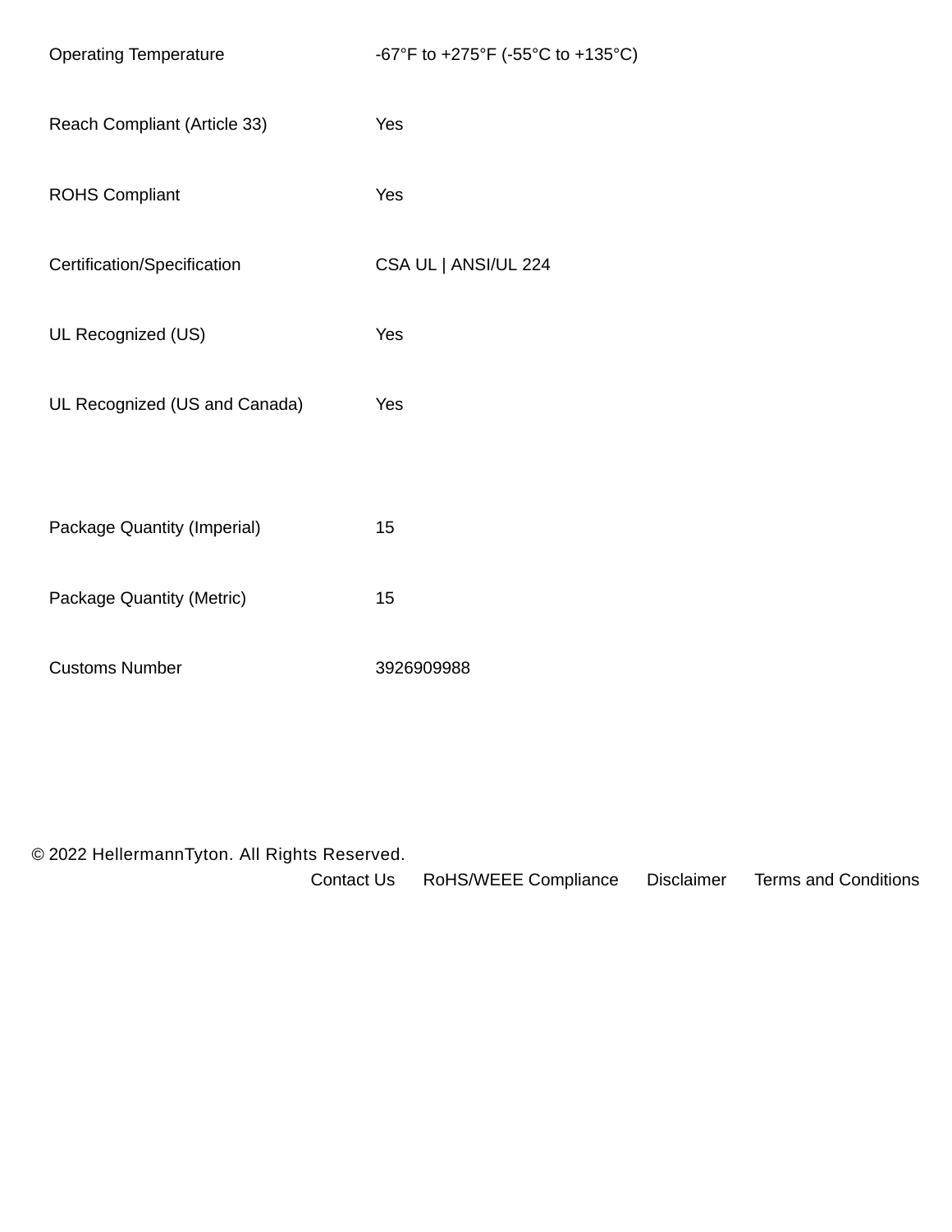| | |
|---|---|
| Operating Temperature | -67°F to +275°F (-55°C to +135°C) |
| Reach Compliant (Article 33) | Yes |
| ROHS Compliant | Yes |
| Certification/Specification | CSA UL \| ANSI/UL 224 |
| UL Recognized (US) | Yes |
| UL Recognized (US and Canada) | Yes |

| | |
|---|---|
| Package Quantity (Imperial) | 15 |
| Package Quantity (Metric) | 15 |
| Customs Number | 3926909988 |

© 2022 HellermannTyton. All Rights Reserved.

Contact Us RoHS/WEEE Compliance Disclaimer Terms and Conditions